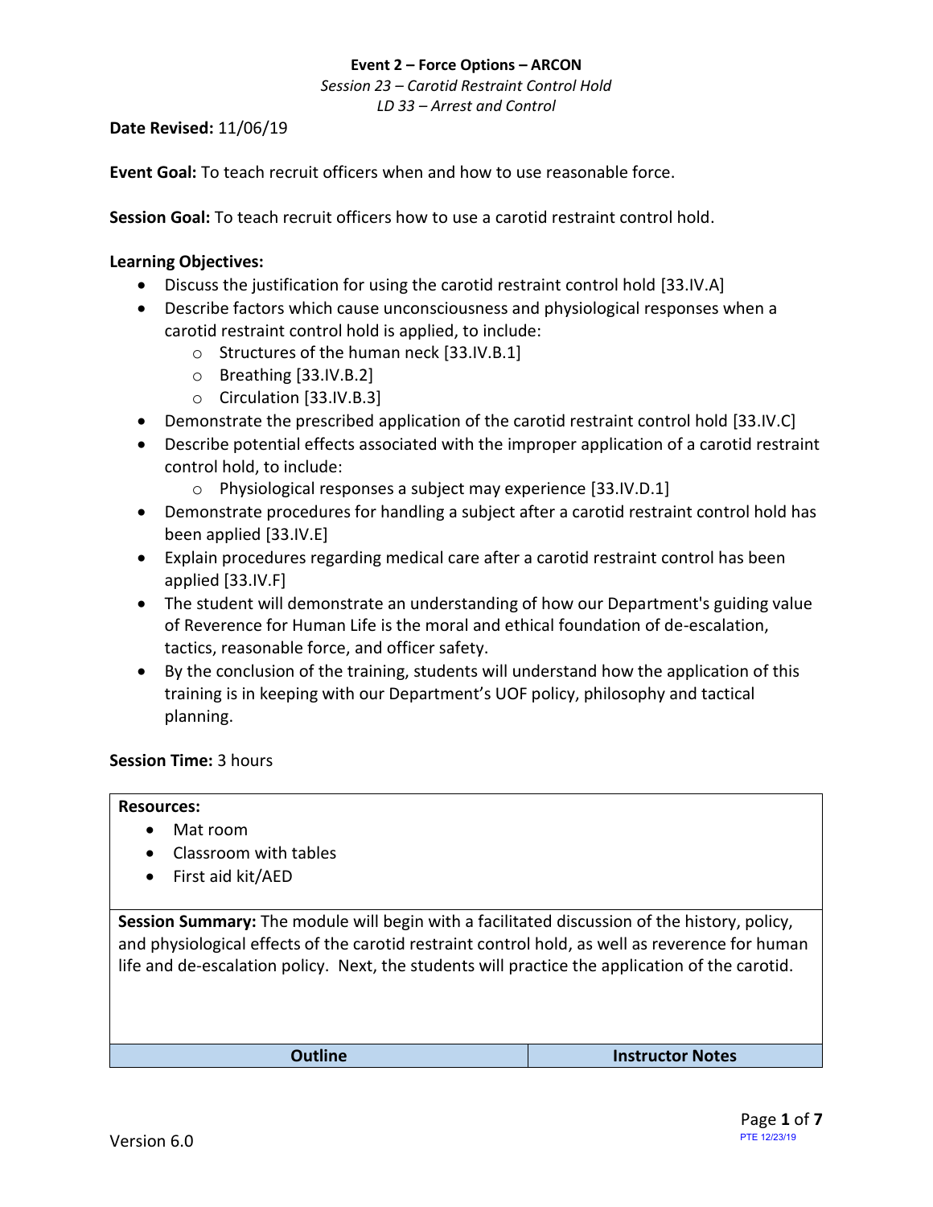**Event 2 – Force Options – ARCON**

*Session 23 – Carotid Restraint Control Hold*

*LD 33 – Arrest and Control*

**Date Revised:** 11/06/19

**Event Goal:** To teach recruit officers when and how to use reasonable force.

**Session Goal:** To teach recruit officers how to use a carotid restraint control hold.

**Learning Objectives:**

- Discuss the justification for using the carotid restraint control hold [33.IV.A]
- Describe factors which cause unconsciousness and physiological responses when a carotid restraint control hold is applied, to include:
  - Structures of the human neck [33.IV.B.1]
  - Breathing [33.IV.B.2]
  - Circulation [33.IV.B.3]
- Demonstrate the prescribed application of the carotid restraint control hold [33.IV.C]
- Describe potential effects associated with the improper application of a carotid restraint control hold, to include:
  - Physiological responses a subject may experience [33.IV.D.1]
- Demonstrate procedures for handling a subject after a carotid restraint control hold has been applied [33.IV.E]
- Explain procedures regarding medical care after a carotid restraint control has been applied [33.IV.F]
- The student will demonstrate an understanding of how our Department's guiding value of Reverence for Human Life is the moral and ethical foundation of de-escalation, tactics, reasonable force, and officer safety.
- By the conclusion of the training, students will understand how the application of this training is in keeping with our Department's UOF policy, philosophy and tactical planning.

**Session Time:** 3 hours

**Resources:**

- Mat room
- Classroom with tables
- First aid kit/AED

**Session Summary:** The module will begin with a facilitated discussion of the history, policy, and physiological effects of the carotid restraint control hold, as well as reverence for human life and de-escalation policy. Next, the students will practice the application of the carotid.

| Outline | Instructor Notes |
| --- | --- |

Version 6.0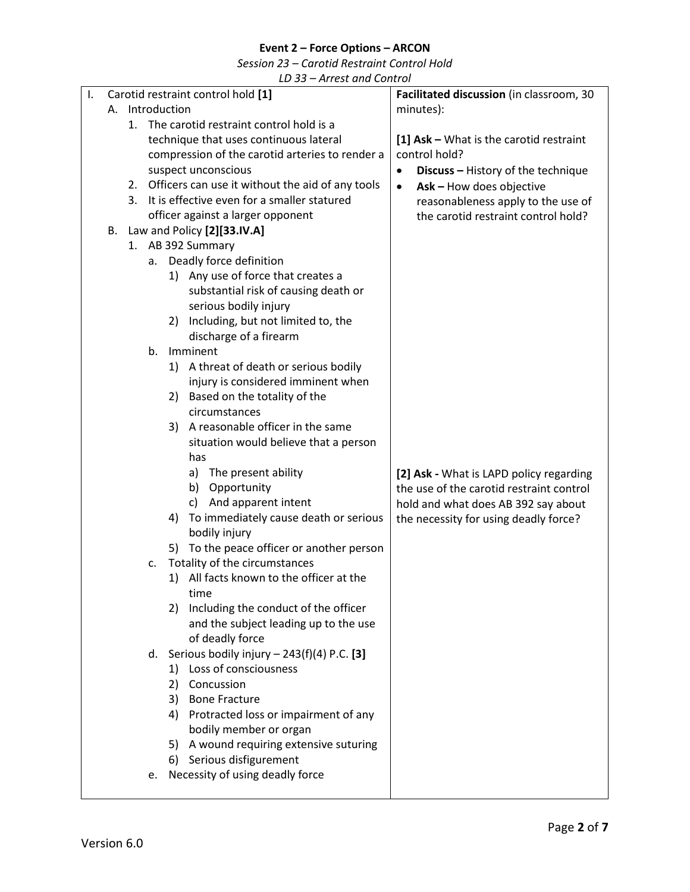**Event 2 – Force Options – ARCON**

*Session 23 – Carotid Restraint Control Hold*

*LD 33 – Arrest and Control*

| | |
|---|---|
| I. Carotid restraint control hold **[1]**<br>A. Introduction<br>1. The carotid restraint control hold is a technique that uses continuous lateral compression of the carotid arteries to render a suspect unconscious<br>2. Officers can use it without the aid of any tools<br>3. It is effective even for a smaller statured officer against a larger opponent<br>B. Law and Policy **[2][33.IV.A]**<br>1. AB 392 Summary<br>a. Deadly force definition<br>1) Any use of force that creates a substantial risk of causing death or serious bodily injury<br>2) Including, but not limited to, the discharge of a firearm<br>b. Imminent<br>1) A threat of death or serious bodily injury is considered imminent when<br>2) Based on the totality of the circumstances<br>3) A reasonable officer in the same situation would believe that a person has<br>a) The present ability<br>b) Opportunity<br>c) And apparent intent<br>4) To immediately cause death or serious bodily injury<br>5) To the peace officer or another person<br>c. Totality of the circumstances<br>1) All facts known to the officer at the time<br>2) Including the conduct of the officer and the subject leading up to the use of deadly force<br>d. Serious bodily injury – 243(f)(4) P.C. **[3]**<br>1) Loss of consciousness<br>2) Concussion<br>3) Bone Fracture<br>4) Protracted loss or impairment of any bodily member or organ<br>5) A wound requiring extensive suturing<br>6) Serious disfigurement<br>e. Necessity of using deadly force | **Facilitated discussion** (in classroom, 30 minutes):<br><br>**[1] Ask –** What is the carotid restraint control hold?<br>• **Discuss –** History of the technique<br>• **Ask –** How does objective reasonableness apply to the use of the carotid restraint control hold?<br><br>**[2] Ask -** What is LAPD policy regarding the use of the carotid restraint control hold and what does AB 392 say about the necessity for using deadly force? |

Version 6.0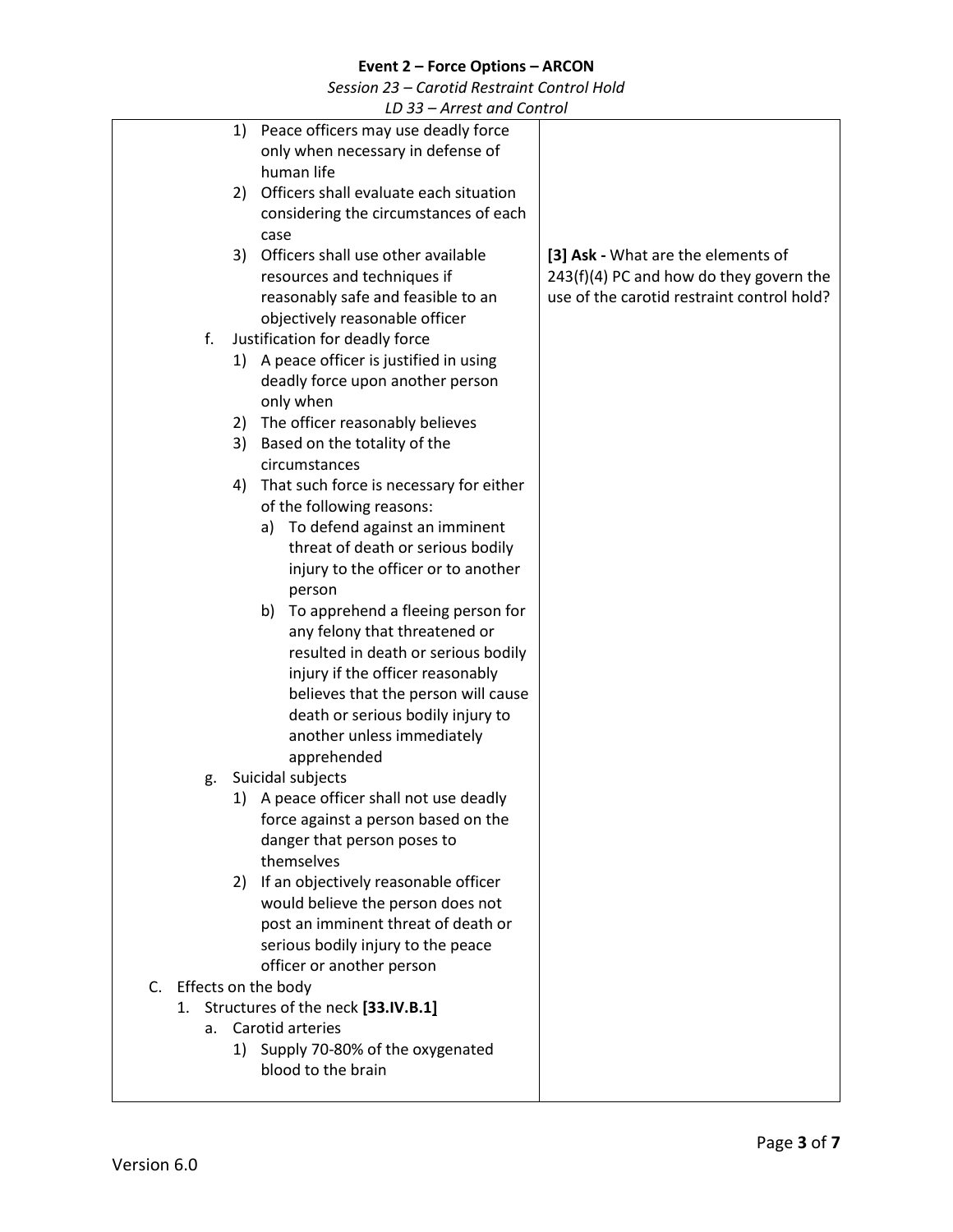| | |
|---|---|
| 1) Peace officers may use deadly force only when necessary in defense of human life<br>2) Officers shall evaluate each situation considering the circumstances of each case<br>3) Officers shall use other available resources and techniques if reasonably safe and feasible to an objectively reasonable officer | **[3] Ask -** What are the elements of 243(f)(4) PC and how do they govern the use of the carotid restraint control hold? |
| f. Justification for deadly force<br>1) A peace officer is justified in using deadly force upon another person only when<br>2) The officer reasonably believes<br>3) Based on the totality of the circumstances<br>4) That such force is necessary for either of the following reasons:<br>a) To defend against an imminent threat of death or serious bodily injury to the officer or to another person<br>b) To apprehend a fleeing person for any felony that threatened or resulted in death or serious bodily injury if the officer reasonably believes that the person will cause death or serious bodily injury to another unless immediately apprehended | |
| g. Suicidal subjects<br>1) A peace officer shall not use deadly force against a person based on the danger that person poses to themselves<br>2) If an objectively reasonable officer would believe the person does not post an imminent threat of death or serious bodily injury to the peace officer or another person | |
| C. Effects on the body<br>1. Structures of the neck **[33.IV.B.1]**<br>a. Carotid arteries<br>1) Supply 70-80% of the oxygenated blood to the brain | |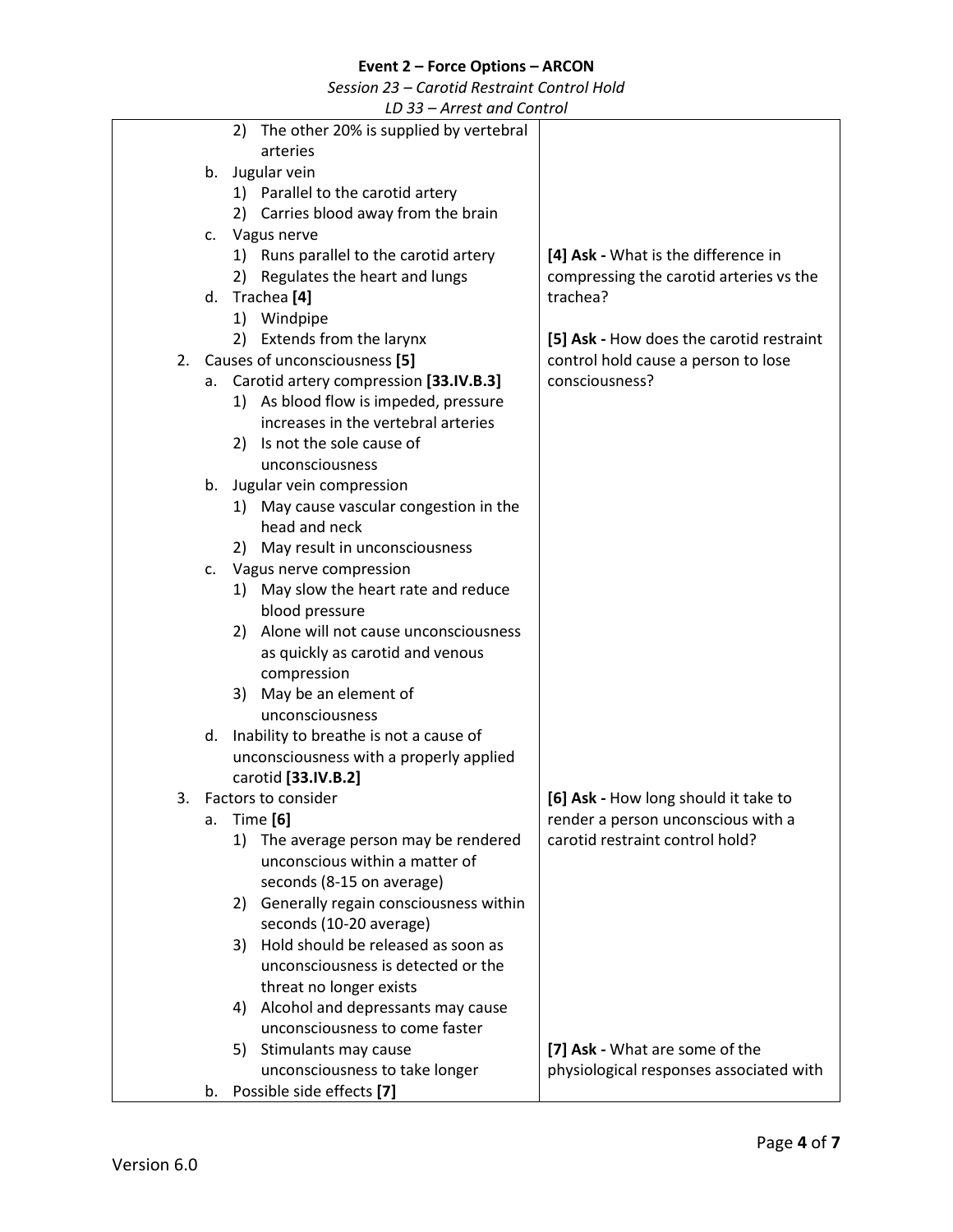| | |
|---|---|
| 2) The other 20% is supplied by vertebral arteries<br>b. Jugular vein<br>1) Parallel to the carotid artery<br>2) Carries blood away from the brain<br>c. Vagus nerve<br>1) Runs parallel to the carotid artery<br>2) Regulates the heart and lungs<br>d. Trachea **[4]**<br>1) Windpipe<br>2) Extends from the larynx<br>2. Causes of unconsciousness **[5]**<br>a. Carotid artery compression **[33.IV.B.3]**<br>1) As blood flow is impeded, pressure increases in the vertebral arteries<br>2) Is not the sole cause of unconsciousness<br>b. Jugular vein compression<br>1) May cause vascular congestion in the head and neck<br>2) May result in unconsciousness<br>c. Vagus nerve compression<br>1) May slow the heart rate and reduce blood pressure<br>2) Alone will not cause unconsciousness as quickly as carotid and venous compression<br>3) May be an element of unconsciousness<br>d. Inability to breathe is not a cause of unconsciousness with a properly applied carotid **[33.IV.B.2]**<br>3. Factors to consider<br>a. Time **[6]**<br>1) The average person may be rendered unconscious within a matter of seconds (8-15 on average)<br>2) Generally regain consciousness within seconds (10-20 average)<br>3) Hold should be released as soon as unconsciousness is detected or the threat no longer exists<br>4) Alcohol and depressants may cause unconsciousness to come faster<br>5) Stimulants may cause unconsciousness to take longer<br>b. Possible side effects **[7]** | **[4] Ask -** What is the difference in compressing the carotid arteries vs the trachea?<br><br>**[5] Ask -** How does the carotid restraint control hold cause a person to lose consciousness?<br><br>**[6] Ask -** How long should it take to render a person unconscious with a carotid restraint control hold?<br><br>**[7] Ask -** What are some of the physiological responses associated with |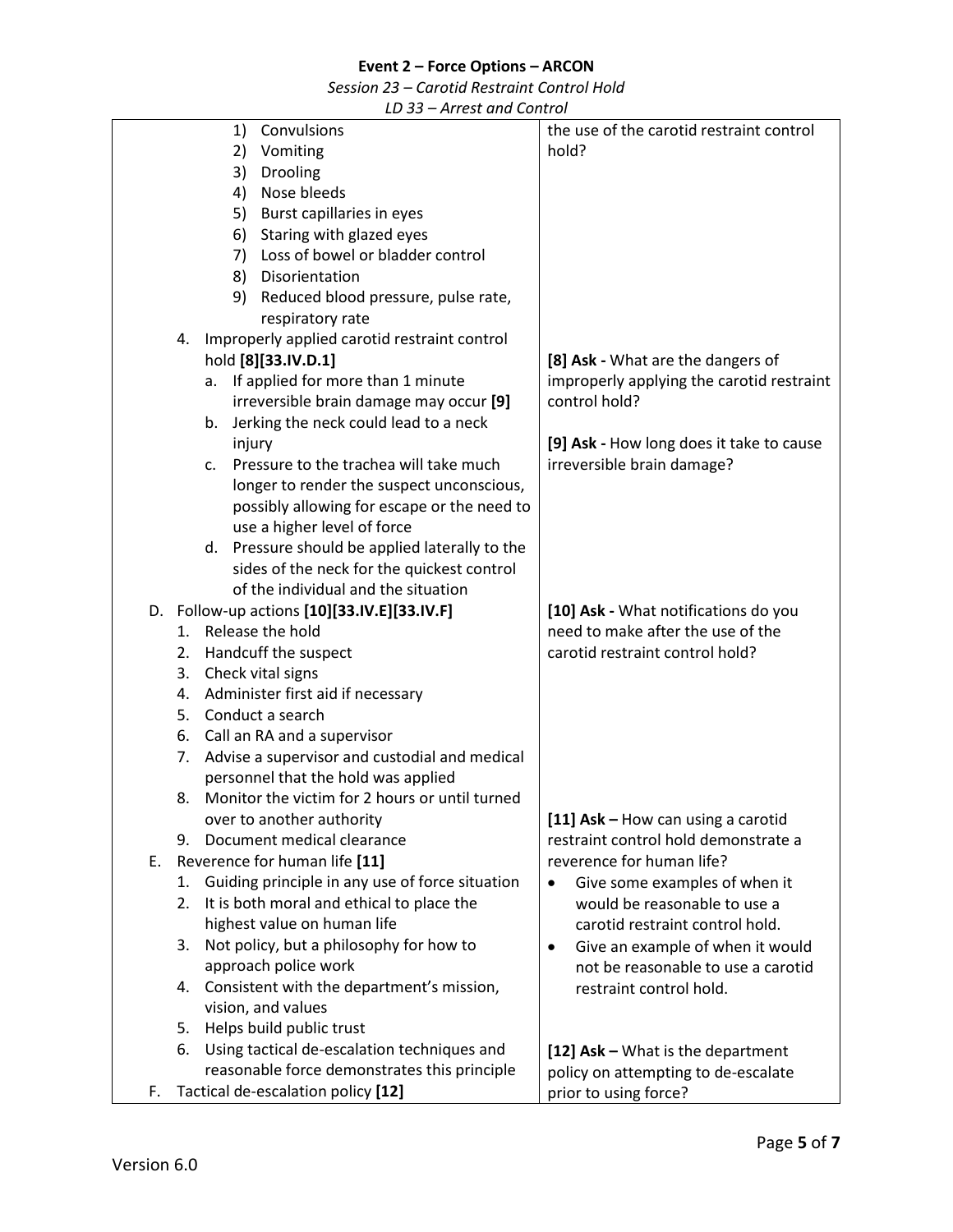**Event 2 – Force Options – ARCON**

*Session 23 – Carotid Restraint Control Hold*

*LD 33 – Arrest and Control*

| | |
|---|---|
| 1) Convulsions<br>2) Vomiting<br>3) Drooling<br>4) Nose bleeds<br>5) Burst capillaries in eyes<br>6) Staring with glazed eyes<br>7) Loss of bowel or bladder control<br>8) Disorientation<br>9) Reduced blood pressure, pulse rate, respiratory rate | the use of the carotid restraint control hold? |
| 4. Improperly applied carotid restraint control hold **[8][33.IV.D.1]**<br>a. If applied for more than 1 minute irreversible brain damage may occur **[9]**<br>b. Jerking the neck could lead to a neck injury<br>c. Pressure to the trachea will take much longer to render the suspect unconscious, possibly allowing for escape or the need to use a higher level of force<br>d. Pressure should be applied laterally to the sides of the neck for the quickest control of the individual and the situation | **[8] Ask -** What are the dangers of improperly applying the carotid restraint control hold?<br><br>**[9] Ask -** How long does it take to cause irreversible brain damage? |
| D. Follow-up actions **[10][33.IV.E][33.IV.F]**<br>1. Release the hold<br>2. Handcuff the suspect<br>3. Check vital signs<br>4. Administer first aid if necessary<br>5. Conduct a search<br>6. Call an RA and a supervisor<br>7. Advise a supervisor and custodial and medical personnel that the hold was applied<br>8. Monitor the victim for 2 hours or until turned over to another authority<br>9. Document medical clearance | **[10] Ask -** What notifications do you need to make after the use of the carotid restraint control hold? |
| E. Reverence for human life **[11]**<br>1. Guiding principle in any use of force situation<br>2. It is both moral and ethical to place the highest value on human life<br>3. Not policy, but a philosophy for how to approach police work<br>4. Consistent with the department's mission, vision, and values<br>5. Helps build public trust<br>6. Using tactical de-escalation techniques and reasonable force demonstrates this principle | **[11] Ask –** How can using a carotid restraint control hold demonstrate a reverence for human life?<br>• Give some examples of when it would be reasonable to use a carotid restraint control hold.<br>• Give an example of when it would not be reasonable to use a carotid restraint control hold. |
| F. Tactical de-escalation policy **[12]** | **[12] Ask –** What is the department policy on attempting to de-escalate prior to using force? |

Version 6.0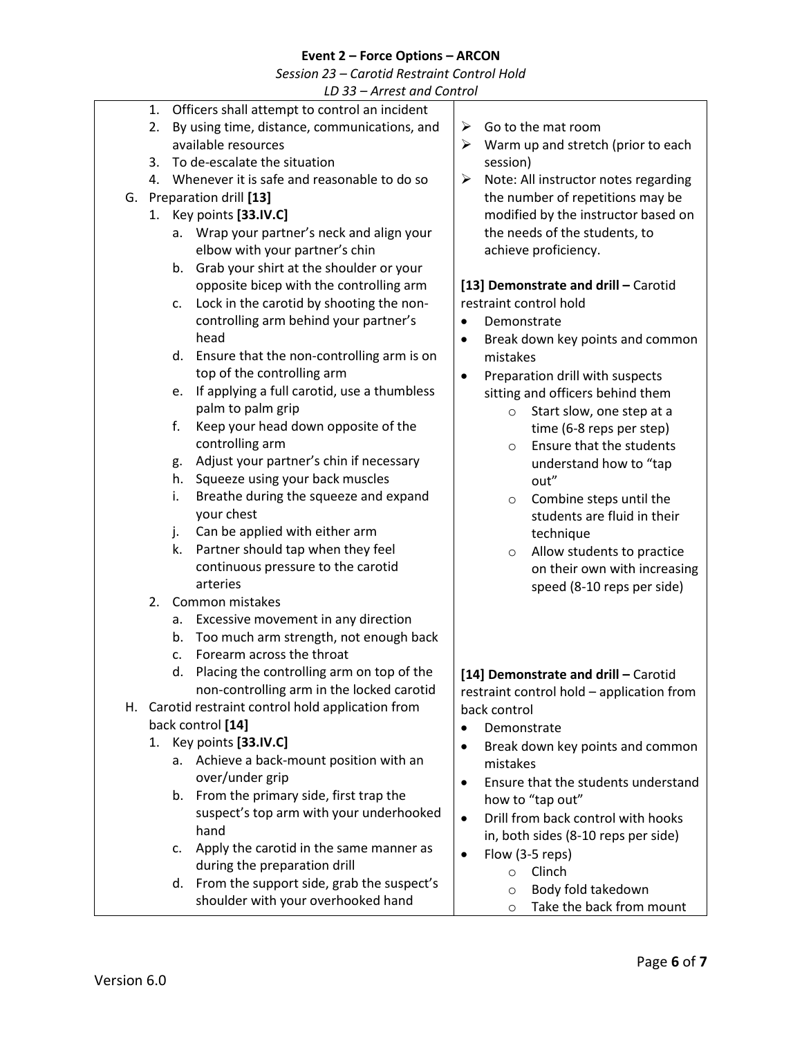| | |
|---|---|
| 1. Officers shall attempt to control an incident<br>2. By using time, distance, communications, and available resources<br>3. To de-escalate the situation<br>4. Whenever it is safe and reasonable to do so<br>G. Preparation drill **[13]**<br>1. Key points **[33.IV.C]**<br>a. Wrap your partner's neck and align your elbow with your partner's chin<br>b. Grab your shirt at the shoulder or your opposite bicep with the controlling arm<br>c. Lock in the carotid by shooting the non-controlling arm behind your partner's head<br>d. Ensure that the non-controlling arm is on top of the controlling arm<br>e. If applying a full carotid, use a thumbless palm to palm grip<br>f. Keep your head down opposite of the controlling arm<br>g. Adjust your partner's chin if necessary<br>h. Squeeze using your back muscles<br>i. Breathe during the squeeze and expand your chest<br>j. Can be applied with either arm<br>k. Partner should tap when they feel continuous pressure to the carotid arteries<br>2. Common mistakes<br>a. Excessive movement in any direction<br>b. Too much arm strength, not enough back<br>c. Forearm across the throat<br>d. Placing the controlling arm on top of the non-controlling arm in the locked carotid<br>H. Carotid restraint control hold application from back control **[14]**<br>1. Key points **[33.IV.C]**<br>a. Achieve a back-mount position with an over/under grip<br>b. From the primary side, first trap the suspect's top arm with your underhooked hand<br>c. Apply the carotid in the same manner as during the preparation drill<br>d. From the support side, grab the suspect's shoulder with your overhooked hand | ➢ Go to the mat room<br>➢ Warm up and stretch (prior to each session)<br>➢ Note: All instructor notes regarding the number of repetitions may be modified by the instructor based on the needs of the students, to achieve proficiency.<br><br>**[13] Demonstrate and drill –** Carotid restraint control hold<br>• Demonstrate<br>• Break down key points and common mistakes<br>• Preparation drill with suspects sitting and officers behind them<br>○ Start slow, one step at a time (6-8 reps per step)<br>○ Ensure that the students understand how to "tap out"<br>○ Combine steps until the students are fluid in their technique<br>○ Allow students to practice on their own with increasing speed (8-10 reps per side)<br><br>**[14] Demonstrate and drill –** Carotid restraint control hold – application from back control<br>• Demonstrate<br>• Break down key points and common mistakes<br>• Ensure that the students understand how to "tap out"<br>• Drill from back control with hooks in, both sides (8-10 reps per side)<br>• Flow (3-5 reps)<br>○ Clinch<br>○ Body fold takedown<br>○ Take the back from mount |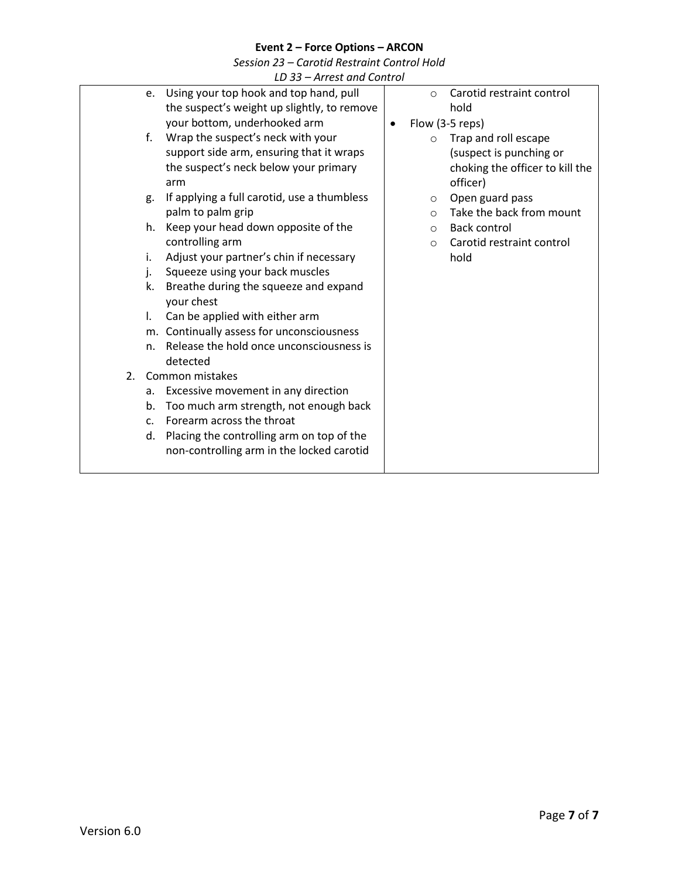| | |
|---|---|
| e. Using your top hook and top hand, pull the suspect's weight up slightly, to remove your bottom, underhooked arm<br>f. Wrap the suspect's neck with your support side arm, ensuring that it wraps the suspect's neck below your primary arm<br>g. If applying a full carotid, use a thumbless palm to palm grip<br>h. Keep your head down opposite of the controlling arm<br>i. Adjust your partner's chin if necessary<br>j. Squeeze using your back muscles<br>k. Breathe during the squeeze and expand your chest<br>l. Can be applied with either arm<br>m. Continually assess for unconsciousness<br>n. Release the hold once unconsciousness is detected<br>2. Common mistakes<br>a. Excessive movement in any direction<br>b. Too much arm strength, not enough back<br>c. Forearm across the throat<br>d. Placing the controlling arm on top of the non-controlling arm in the locked carotid | ○ Carotid restraint control hold<br>• Flow (3-5 reps)<br>○ Trap and roll escape (suspect is punching or choking the officer to kill the officer)<br>○ Open guard pass<br>○ Take the back from mount<br>○ Back control<br>○ Carotid restraint control hold |

Version 6.0